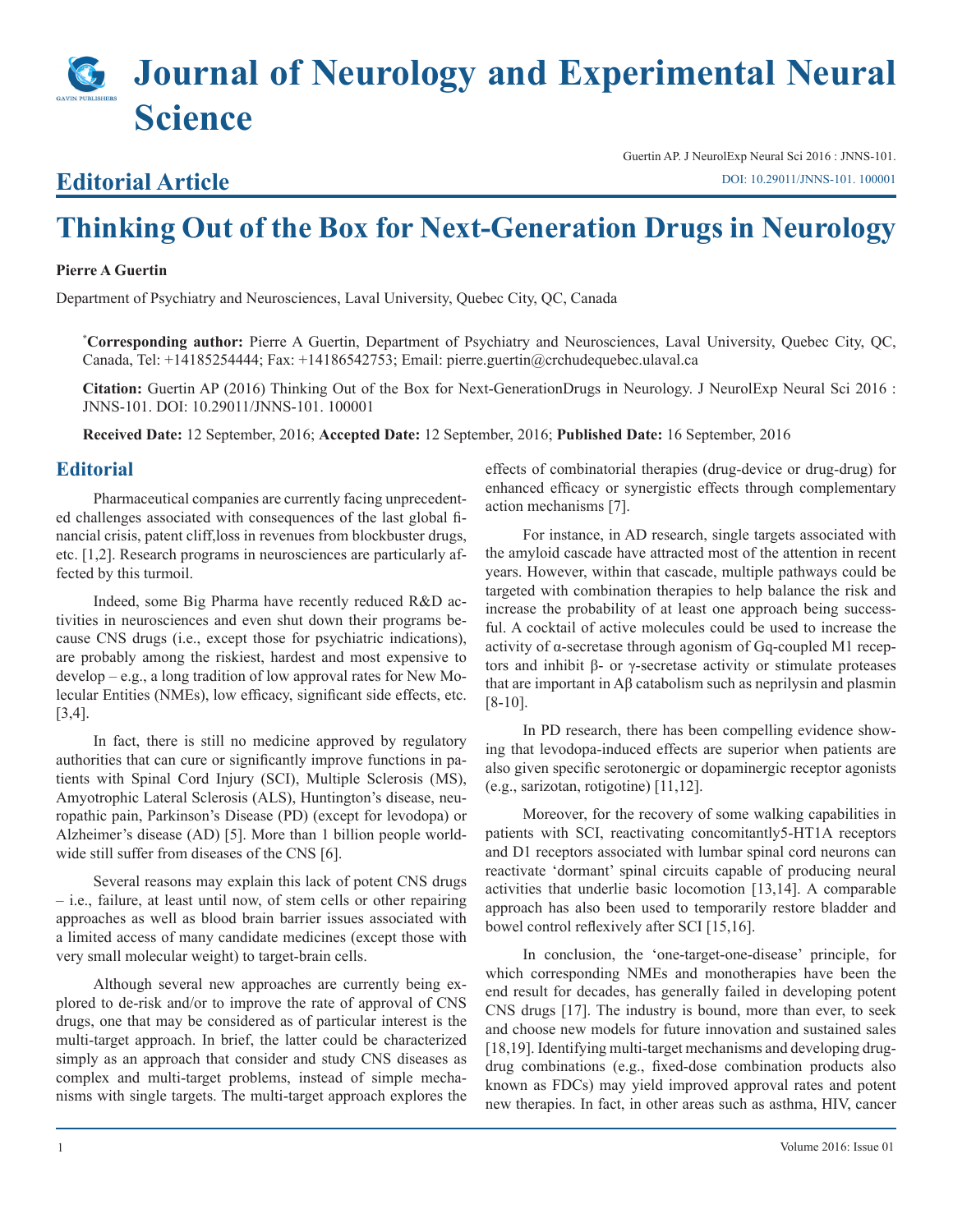# Journal of Neurology and Experimental Neural Science

Guertin AP. J NeurolExp Neural Sci 2016 : JNNS-101.
DOI: 10.29011/JNNS-101. 100001

## Editorial Article

# Thinking Out of the Box for Next-Generation Drugs in Neurology

**Pierre A Guertin**

Department of Psychiatry and Neurosciences, Laval University, Quebec City, QC, Canada

***Corresponding author:** Pierre A Guertin, Department of Psychiatry and Neurosciences, Laval University, Quebec City, QC, Canada, Tel: +14185254444; Fax: +14186542753; Email: pierre.guertin@crchudequebec.ulaval.ca

**Citation:** Guertin AP (2016) Thinking Out of the Box for Next-GenerationDrugs in Neurology. J NeurolExp Neural Sci 2016 : JNNS-101. DOI: 10.29011/JNNS-101. 100001

**Received Date:** 12 September, 2016; **Accepted Date:** 12 September, 2016; **Published Date:** 16 September, 2016

## Editorial

Pharmaceutical companies are currently facing unprecedented challenges associated with consequences of the last global financial crisis, patent cliff,loss in revenues from blockbuster drugs, etc. [1,2]. Research programs in neurosciences are particularly affected by this turmoil.

Indeed, some Big Pharma have recently reduced R&D activities in neurosciences and even shut down their programs because CNS drugs (i.e., except those for psychiatric indications), are probably among the riskiest, hardest and most expensive to develop – e.g., a long tradition of low approval rates for New Molecular Entities (NMEs), low efficacy, significant side effects, etc. [3,4].

In fact, there is still no medicine approved by regulatory authorities that can cure or significantly improve functions in patients with Spinal Cord Injury (SCI), Multiple Sclerosis (MS), Amyotrophic Lateral Sclerosis (ALS), Huntington's disease, neuropathic pain, Parkinson's Disease (PD) (except for levodopa) or Alzheimer's disease (AD) [5]. More than 1 billion people worldwide still suffer from diseases of the CNS [6].

Several reasons may explain this lack of potent CNS drugs – i.e., failure, at least until now, of stem cells or other repairing approaches as well as blood brain barrier issues associated with a limited access of many candidate medicines (except those with very small molecular weight) to target-brain cells.

Although several new approaches are currently being explored to de-risk and/or to improve the rate of approval of CNS drugs, one that may be considered as of particular interest is the multi-target approach. In brief, the latter could be characterized simply as an approach that consider and study CNS diseases as complex and multi-target problems, instead of simple mechanisms with single targets. The multi-target approach explores the effects of combinatorial therapies (drug-device or drug-drug) for enhanced efficacy or synergistic effects through complementary action mechanisms [7].

For instance, in AD research, single targets associated with the amyloid cascade have attracted most of the attention in recent years. However, within that cascade, multiple pathways could be targeted with combination therapies to help balance the risk and increase the probability of at least one approach being successful. A cocktail of active molecules could be used to increase the activity of α-secretase through agonism of Gq-coupled M1 receptors and inhibit β- or γ-secretase activity or stimulate proteases that are important in Aβ catabolism such as neprilysin and plasmin [8-10].

In PD research, there has been compelling evidence showing that levodopa-induced effects are superior when patients are also given specific serotonergic or dopaminergic receptor agonists (e.g., sarizotan, rotigotine) [11,12].

Moreover, for the recovery of some walking capabilities in patients with SCI, reactivating concomitantly5-HT1A receptors and D1 receptors associated with lumbar spinal cord neurons can reactivate 'dormant' spinal circuits capable of producing neural activities that underlie basic locomotion [13,14]. A comparable approach has also been used to temporarily restore bladder and bowel control reflexively after SCI [15,16].

In conclusion, the 'one-target-one-disease' principle, for which corresponding NMEs and monotherapies have been the end result for decades, has generally failed in developing potent CNS drugs [17]. The industry is bound, more than ever, to seek and choose new models for future innovation and sustained sales [18,19]. Identifying multi-target mechanisms and developing drug-drug combinations (e.g., fixed-dose combination products also known as FDCs) may yield improved approval rates and potent new therapies. In fact, in other areas such as asthma, HIV, cancer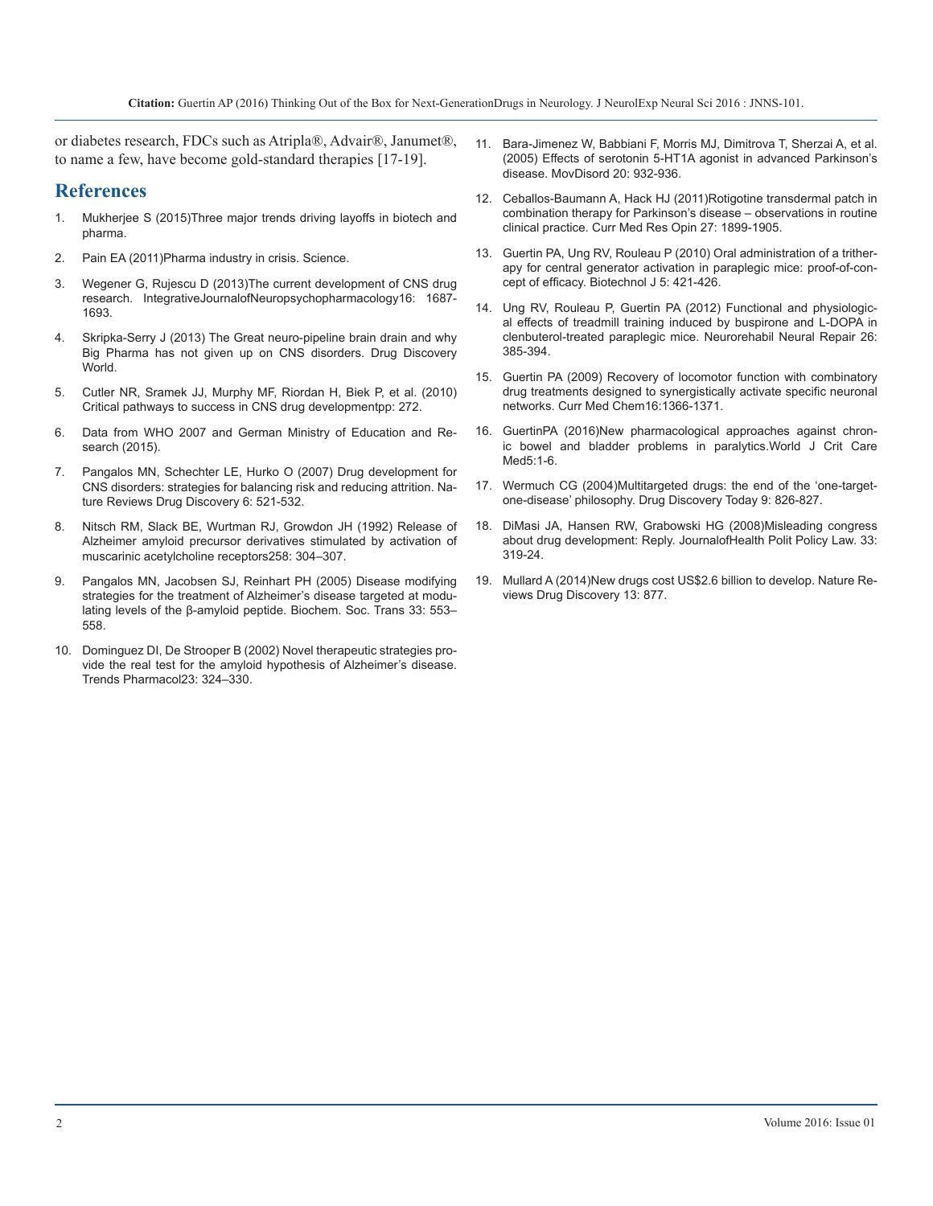or diabetes research, FDCs such as Atripla®, Advair®, Janumet®, to name a few, have become gold-standard therapies [17-19].

## References

1. Mukherjee S (2015)Three major trends driving layoffs in biotech and pharma.
2. Pain EA (2011)Pharma industry in crisis. Science.
3. Wegener G, Rujescu D (2013)The current development of CNS drug research. IntegrativeJournalofNeuropsychopharmacology16: 1687-1693.
4. Skripka-Serry J (2013) The Great neuro-pipeline brain drain and why Big Pharma has not given up on CNS disorders. Drug Discovery World.
5. Cutler NR, Sramek JJ, Murphy MF, Riordan H, Biek P, et al. (2010) Critical pathways to success in CNS drug developmentpp: 272.
6. Data from WHO 2007 and German Ministry of Education and Research (2015).
7. Pangalos MN, Schechter LE, Hurko O (2007) Drug development for CNS disorders: strategies for balancing risk and reducing attrition. Nature Reviews Drug Discovery 6: 521-532.
8. Nitsch RM, Slack BE, Wurtman RJ, Growdon JH (1992) Release of Alzheimer amyloid precursor derivatives stimulated by activation of muscarinic acetylcholine receptors258: 304–307.
9. Pangalos MN, Jacobsen SJ, Reinhart PH (2005) Disease modifying strategies for the treatment of Alzheimer's disease targeted at modulating levels of the β-amyloid peptide. Biochem. Soc. Trans 33: 553–558.
10. Dominguez DI, De Strooper B (2002) Novel therapeutic strategies provide the real test for the amyloid hypothesis of Alzheimer's disease. Trends Pharmacol23: 324–330.
11. Bara-Jimenez W, Babbiani F, Morris MJ, Dimitrova T, Sherzai A, et al. (2005) Effects of serotonin 5-HT1A agonist in advanced Parkinson's disease. MovDisord 20: 932-936.
12. Ceballos-Baumann A, Hack HJ (2011)Rotigotine transdermal patch in combination therapy for Parkinson's disease – observations in routine clinical practice. Curr Med Res Opin 27: 1899-1905.
13. Guertin PA, Ung RV, Rouleau P (2010) Oral administration of a tritherapy for central generator activation in paraplegic mice: proof-of-concept of efficacy. Biotechnol J 5: 421-426.
14. Ung RV, Rouleau P, Guertin PA (2012) Functional and physiological effects of treadmill training induced by buspirone and L-DOPA in clenbuterol-treated paraplegic mice. Neurorehabil Neural Repair 26: 385-394.
15. Guertin PA (2009) Recovery of locomotor function with combinatory drug treatments designed to synergistically activate specific neuronal networks. Curr Med Chem16:1366-1371.
16. GuertinPA (2016)New pharmacological approaches against chronic bowel and bladder problems in paralytics.World J Crit Care Med5:1-6.
17. Wermuch CG (2004)Multitargeted drugs: the end of the 'one-target-one-disease' philosophy. Drug Discovery Today 9: 826-827.
18. DiMasi JA, Hansen RW, Grabowski HG (2008)Misleading congress about drug development: Reply. JournalofHealth Polit Policy Law. 33: 319-24.
19. Mullard A (2014)New drugs cost US$2.6 billion to develop. Nature Reviews Drug Discovery 13: 877.